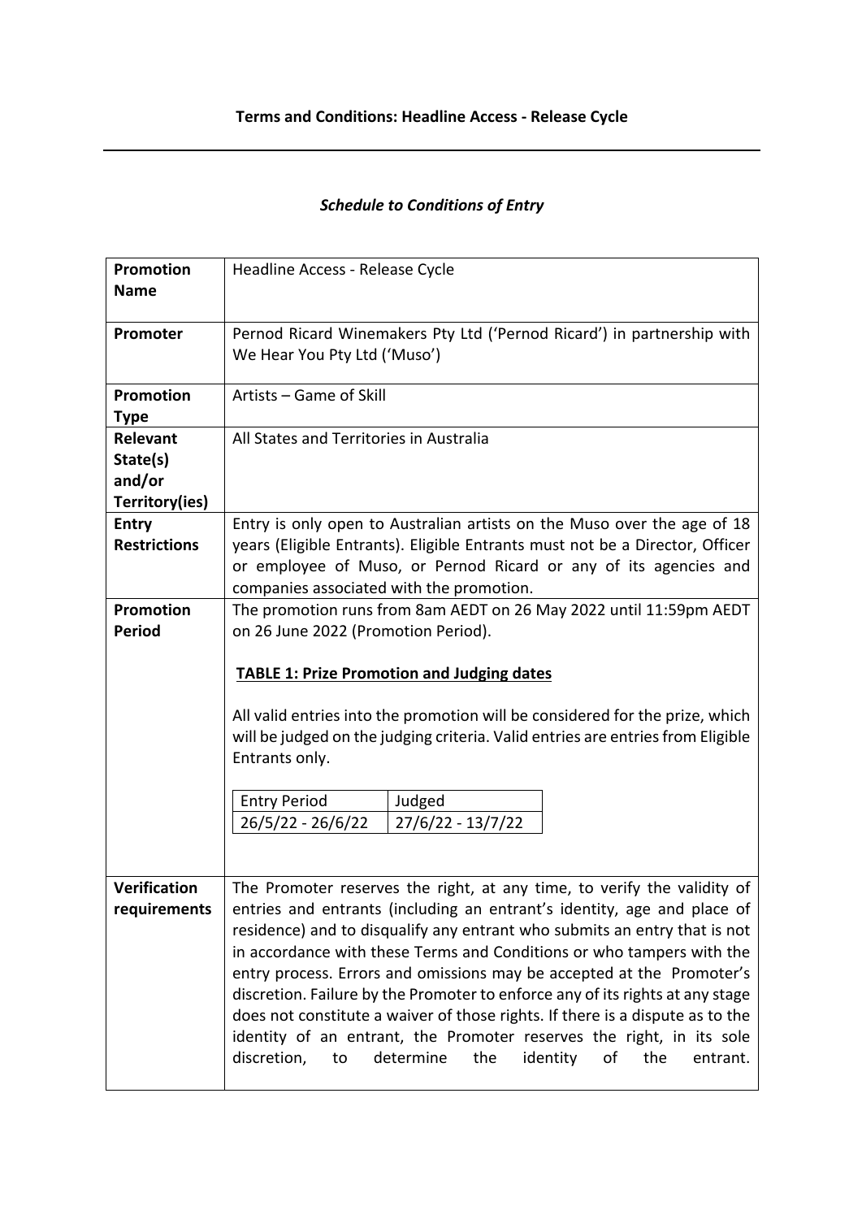**Terms and Conditions: Headline Access - Release Cycle**

---

***Schedule to Conditions of Entry***

| | |
|---|---|
| **Promotion Name** | Headline Access - Release Cycle |
| **Promoter** | Pernod Ricard Winemakers Pty Ltd ('Pernod Ricard') in partnership with We Hear You Pty Ltd ('Muso') |
| **Promotion Type** | Artists – Game of Skill |
| **Relevant State(s) and/or Territory(ies)** | All States and Territories in Australia |
| **Entry Restrictions** | Entry is only open to Australian artists on the Muso over the age of 18 years (Eligible Entrants). Eligible Entrants must not be a Director, Officer or employee of Muso, or Pernod Ricard or any of its agencies and companies associated with the promotion. |
| **Promotion Period** | The promotion runs from 8am AEDT on 26 May 2022 until 11:59pm AEDT on 26 June 2022 (Promotion Period).<br><br>**<u>TABLE 1: Prize Promotion and Judging dates</u>**<br><br>All valid entries into the promotion will be considered for the prize, which will be judged on the judging criteria. Valid entries are entries from Eligible Entrants only.<br><br>Entry Period: 26/5/22 - 26/6/22<br>Judged: 27/6/22 - 13/7/22 |
| **Verification requirements** | The Promoter reserves the right, at any time, to verify the validity of entries and entrants (including an entrant's identity, age and place of residence) and to disqualify any entrant who submits an entry that is not in accordance with these Terms and Conditions or who tampers with the entry process. Errors and omissions may be accepted at the Promoter's discretion. Failure by the Promoter to enforce any of its rights at any stage does not constitute a waiver of those rights. If there is a dispute as to the identity of an entrant, the Promoter reserves the right, in its sole discretion, to determine the identity of the entrant. |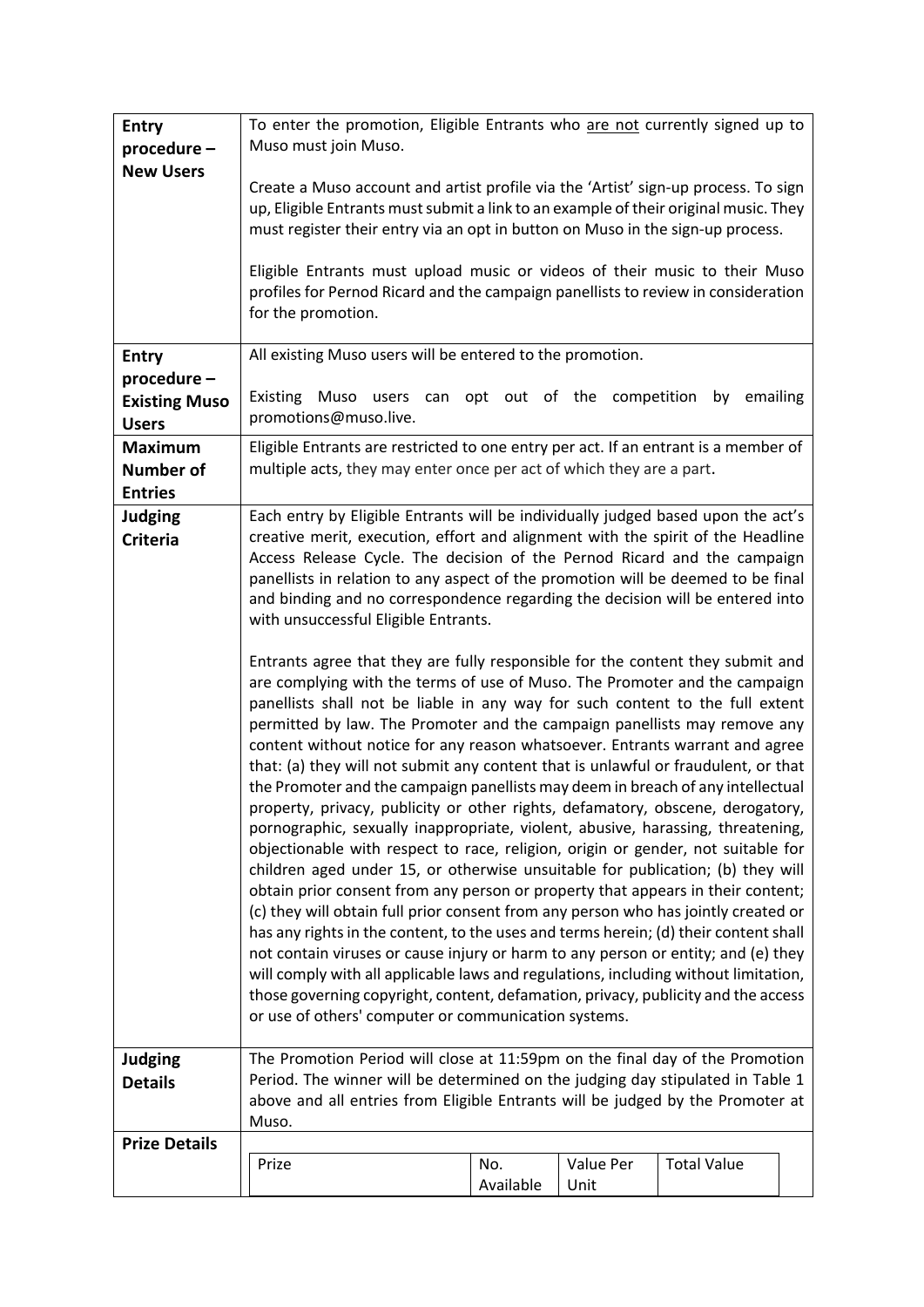| | |
|---|---|
| **Entry procedure – New Users** | To enter the promotion, Eligible Entrants who <u>are not</u> currently signed up to Muso must join Muso.<br><br>Create a Muso account and artist profile via the 'Artist' sign-up process. To sign up, Eligible Entrants must submit a link to an example of their original music. They must register their entry via an opt in button on Muso in the sign-up process.<br><br>Eligible Entrants must upload music or videos of their music to their Muso profiles for Pernod Ricard and the campaign panellists to review in consideration for the promotion. |
| **Entry procedure – Existing Muso Users** | All existing Muso users will be entered to the promotion.<br><br>Existing Muso users can opt out of the competition by emailing promotions@muso.live. |
| **Maximum Number of Entries** | Eligible Entrants are restricted to one entry per act. If an entrant is a member of multiple acts, they may enter once per act of which they are a part. |
| **Judging Criteria** | Each entry by Eligible Entrants will be individually judged based upon the act's creative merit, execution, effort and alignment with the spirit of the Headline Access Release Cycle. The decision of the Pernod Ricard and the campaign panellists in relation to any aspect of the promotion will be deemed to be final and binding and no correspondence regarding the decision will be entered into with unsuccessful Eligible Entrants.<br><br>Entrants agree that they are fully responsible for the content they submit and are complying with the terms of use of Muso. The Promoter and the campaign panellists shall not be liable in any way for such content to the full extent permitted by law. The Promoter and the campaign panellists may remove any content without notice for any reason whatsoever. Entrants warrant and agree that: (a) they will not submit any content that is unlawful or fraudulent, or that the Promoter and the campaign panellists may deem in breach of any intellectual property, privacy, publicity or other rights, defamatory, obscene, derogatory, pornographic, sexually inappropriate, violent, abusive, harassing, threatening, objectionable with respect to race, religion, origin or gender, not suitable for children aged under 15, or otherwise unsuitable for publication; (b) they will obtain prior consent from any person or property that appears in their content; (c) they will obtain full prior consent from any person who has jointly created or has any rights in the content, to the uses and terms herein; (d) their content shall not contain viruses or cause injury or harm to any person or entity; and (e) they will comply with all applicable laws and regulations, including without limitation, those governing copyright, content, defamation, privacy, publicity and the access or use of others' computer or communication systems. |
| **Judging Details** | The Promotion Period will close at 11:59pm on the final day of the Promotion Period. The winner will be determined on the judging day stipulated in Table 1 above and all entries from Eligible Entrants will be judged by the Promoter at Muso. |
| **Prize Details** | |

| Prize | No. Available | Value Per Unit | Total Value |
|---|---|---|---|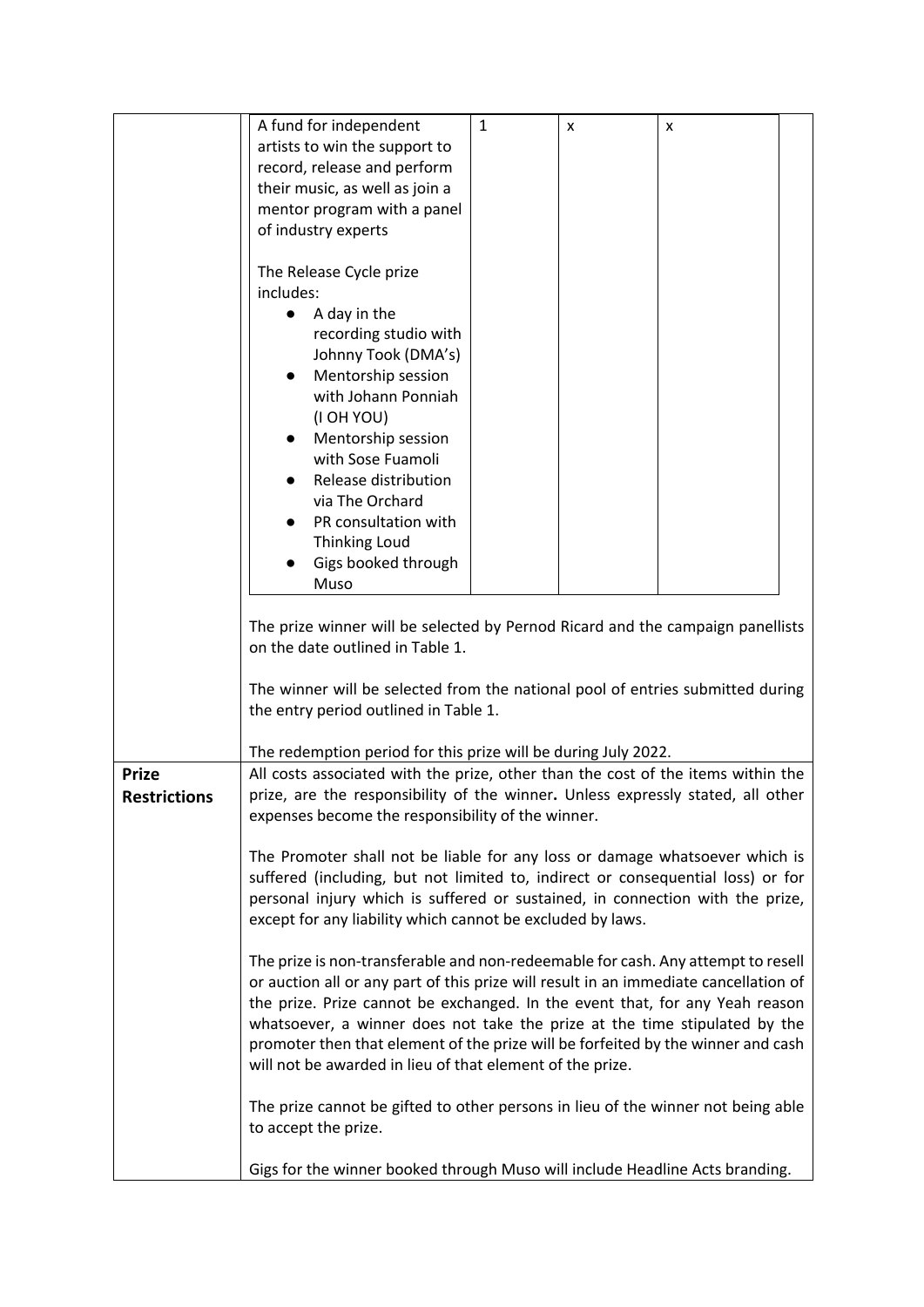| | A fund for independent artists to win the support to record, release and perform their music, as well as join a mentor program with a panel of industry experts<br><br>The Release Cycle prize includes:<br>● A day in the recording studio with Johnny Took (DMA's)<br>● Mentorship session with Johann Ponniah (I OH YOU)<br>● Mentorship session with Sose Fuamoli<br>● Release distribution via The Orchard<br>● PR consultation with Thinking Loud<br>● Gigs booked through Muso | 1 | x | x |
|---|---|---|---|---|

The prize winner will be selected by Pernod Ricard and the campaign panellists on the date outlined in Table 1.

The winner will be selected from the national pool of entries submitted during the entry period outlined in Table 1.

The redemption period for this prize will be during July 2022.

| | |
|---|---|
| **Prize Restrictions** | All costs associated with the prize, other than the cost of the items within the prize, are the responsibility of the winner**.** Unless expressly stated, all other expenses become the responsibility of the winner.<br><br>The Promoter shall not be liable for any loss or damage whatsoever which is suffered (including, but not limited to, indirect or consequential loss) or for personal injury which is suffered or sustained, in connection with the prize, except for any liability which cannot be excluded by laws.<br><br>The prize is non-transferable and non-redeemable for cash. Any attempt to resell or auction all or any part of this prize will result in an immediate cancellation of the prize. Prize cannot be exchanged. In the event that, for any Yeah reason whatsoever, a winner does not take the prize at the time stipulated by the promoter then that element of the prize will be forfeited by the winner and cash will not be awarded in lieu of that element of the prize.<br><br>The prize cannot be gifted to other persons in lieu of the winner not being able to accept the prize.<br><br>Gigs for the winner booked through Muso will include Headline Acts branding. |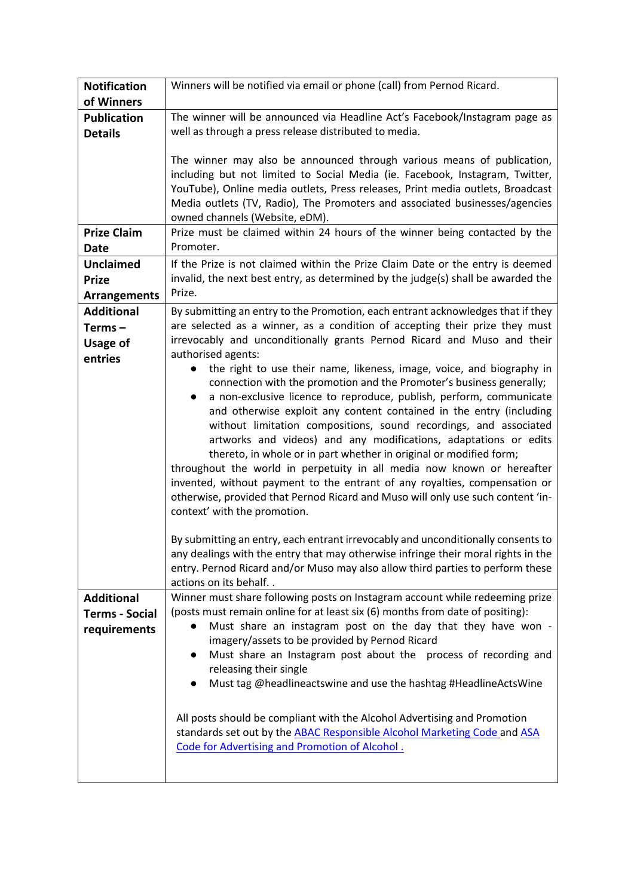| | |
|---|---|
| **Notification of Winners** | Winners will be notified via email or phone (call) from Pernod Ricard. |
| **Publication Details** | The winner will be announced via Headline Act's Facebook/Instagram page as well as through a press release distributed to media.<br><br>The winner may also be announced through various means of publication, including but not limited to Social Media (ie. Facebook, Instagram, Twitter, YouTube), Online media outlets, Press releases, Print media outlets, Broadcast Media outlets (TV, Radio), The Promoters and associated businesses/agencies owned channels (Website, eDM). |
| **Prize Claim Date** | Prize must be claimed within 24 hours of the winner being contacted by the Promoter. |
| **Unclaimed Prize Arrangements** | If the Prize is not claimed within the Prize Claim Date or the entry is deemed invalid, the next best entry, as determined by the judge(s) shall be awarded the Prize. |
| **Additional Terms – Usage of entries** | By submitting an entry to the Promotion, each entrant acknowledges that if they are selected as a winner, as a condition of accepting their prize they must irrevocably and unconditionally grants Pernod Ricard and Muso and their authorised agents:<br>● the right to use their name, likeness, image, voice, and biography in connection with the promotion and the Promoter's business generally;<br>● a non-exclusive licence to reproduce, publish, perform, communicate and otherwise exploit any content contained in the entry (including without limitation compositions, sound recordings, and associated artworks and videos) and any modifications, adaptations or edits thereto, in whole or in part whether in original or modified form;<br>throughout the world in perpetuity in all media now known or hereafter invented, without payment to the entrant of any royalties, compensation or otherwise, provided that Pernod Ricard and Muso will only use such content 'in-context' with the promotion.<br><br>By submitting an entry, each entrant irrevocably and unconditionally consents to any dealings with the entry that may otherwise infringe their moral rights in the entry. Pernod Ricard and/or Muso may also allow third parties to perform these actions on its behalf. . |
| **Additional Terms - Social requirements** | Winner must share following posts on Instagram account while redeeming prize (posts must remain online for at least six (6) months from date of positing):<br>● Must share an instagram post on the day that they have won - imagery/assets to be provided by Pernod Ricard<br>● Must share an Instagram post about the process of recording and releasing their single<br>● Must tag @headlineactswine and use the hashtag #HeadlineActsWine<br><br>All posts should be compliant with the Alcohol Advertising and Promotion standards set out by the ABAC Responsible Alcohol Marketing Code and ASA Code for Advertising and Promotion of Alcohol . |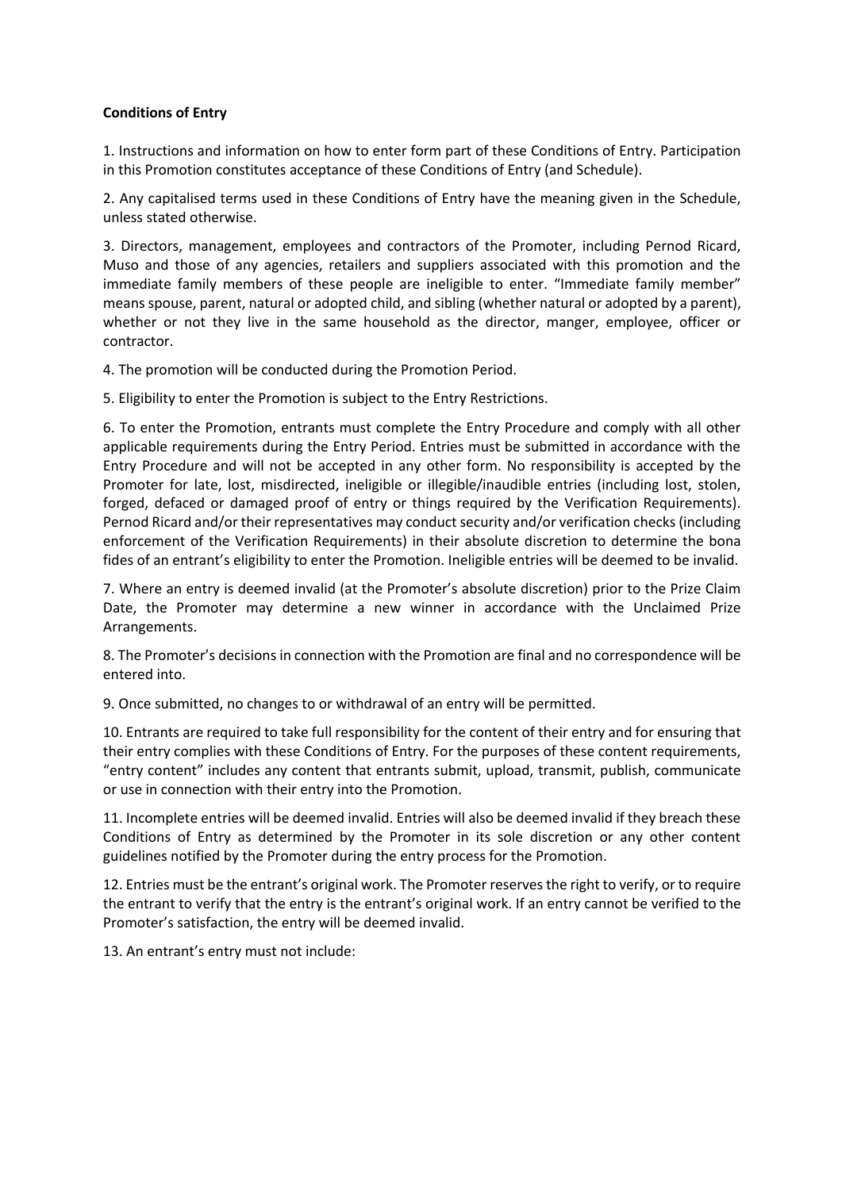**Conditions of Entry**

1. Instructions and information on how to enter form part of these Conditions of Entry. Participation in this Promotion constitutes acceptance of these Conditions of Entry (and Schedule).

2. Any capitalised terms used in these Conditions of Entry have the meaning given in the Schedule, unless stated otherwise.

3. Directors, management, employees and contractors of the Promoter, including Pernod Ricard, Muso and those of any agencies, retailers and suppliers associated with this promotion and the immediate family members of these people are ineligible to enter. "Immediate family member" means spouse, parent, natural or adopted child, and sibling (whether natural or adopted by a parent), whether or not they live in the same household as the director, manger, employee, officer or contractor.

4. The promotion will be conducted during the Promotion Period.

5. Eligibility to enter the Promotion is subject to the Entry Restrictions.

6. To enter the Promotion, entrants must complete the Entry Procedure and comply with all other applicable requirements during the Entry Period. Entries must be submitted in accordance with the Entry Procedure and will not be accepted in any other form. No responsibility is accepted by the Promoter for late, lost, misdirected, ineligible or illegible/inaudible entries (including lost, stolen, forged, defaced or damaged proof of entry or things required by the Verification Requirements). Pernod Ricard and/or their representatives may conduct security and/or verification checks (including enforcement of the Verification Requirements) in their absolute discretion to determine the bona fides of an entrant's eligibility to enter the Promotion. Ineligible entries will be deemed to be invalid.

7. Where an entry is deemed invalid (at the Promoter's absolute discretion) prior to the Prize Claim Date, the Promoter may determine a new winner in accordance with the Unclaimed Prize Arrangements.

8. The Promoter's decisions in connection with the Promotion are final and no correspondence will be entered into.

9. Once submitted, no changes to or withdrawal of an entry will be permitted.

10. Entrants are required to take full responsibility for the content of their entry and for ensuring that their entry complies with these Conditions of Entry. For the purposes of these content requirements, "entry content" includes any content that entrants submit, upload, transmit, publish, communicate or use in connection with their entry into the Promotion.

11. Incomplete entries will be deemed invalid. Entries will also be deemed invalid if they breach these Conditions of Entry as determined by the Promoter in its sole discretion or any other content guidelines notified by the Promoter during the entry process for the Promotion.

12. Entries must be the entrant's original work. The Promoter reserves the right to verify, or to require the entrant to verify that the entry is the entrant's original work. If an entry cannot be verified to the Promoter's satisfaction, the entry will be deemed invalid.

13. An entrant's entry must not include: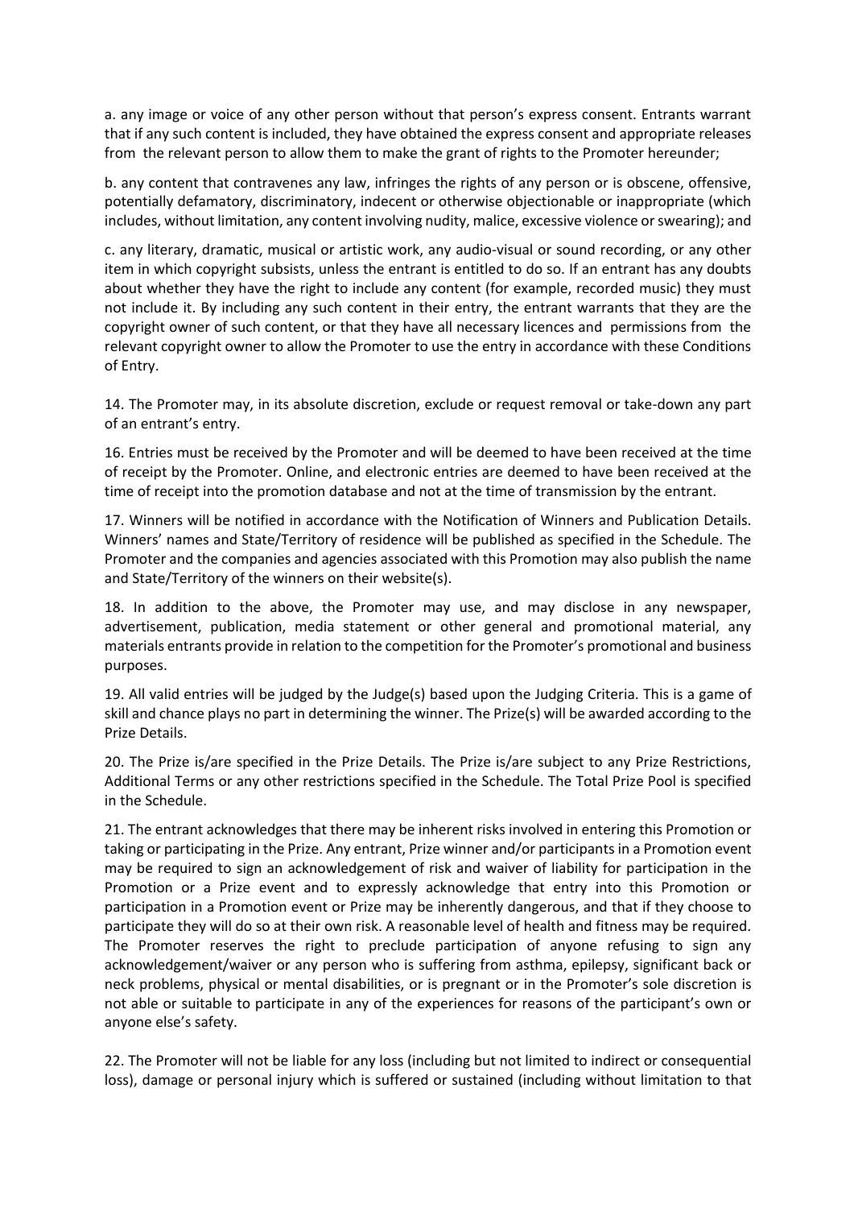a. any image or voice of any other person without that person's express consent. Entrants warrant that if any such content is included, they have obtained the express consent and appropriate releases from the relevant person to allow them to make the grant of rights to the Promoter hereunder;

b. any content that contravenes any law, infringes the rights of any person or is obscene, offensive, potentially defamatory, discriminatory, indecent or otherwise objectionable or inappropriate (which includes, without limitation, any content involving nudity, malice, excessive violence or swearing); and

c. any literary, dramatic, musical or artistic work, any audio-visual or sound recording, or any other item in which copyright subsists, unless the entrant is entitled to do so. If an entrant has any doubts about whether they have the right to include any content (for example, recorded music) they must not include it. By including any such content in their entry, the entrant warrants that they are the copyright owner of such content, or that they have all necessary licences and permissions from the relevant copyright owner to allow the Promoter to use the entry in accordance with these Conditions of Entry.

14. The Promoter may, in its absolute discretion, exclude or request removal or take-down any part of an entrant's entry.

16. Entries must be received by the Promoter and will be deemed to have been received at the time of receipt by the Promoter. Online, and electronic entries are deemed to have been received at the time of receipt into the promotion database and not at the time of transmission by the entrant.

17. Winners will be notified in accordance with the Notification of Winners and Publication Details. Winners' names and State/Territory of residence will be published as specified in the Schedule. The Promoter and the companies and agencies associated with this Promotion may also publish the name and State/Territory of the winners on their website(s).

18. In addition to the above, the Promoter may use, and may disclose in any newspaper, advertisement, publication, media statement or other general and promotional material, any materials entrants provide in relation to the competition for the Promoter's promotional and business purposes.

19. All valid entries will be judged by the Judge(s) based upon the Judging Criteria. This is a game of skill and chance plays no part in determining the winner. The Prize(s) will be awarded according to the Prize Details.

20. The Prize is/are specified in the Prize Details. The Prize is/are subject to any Prize Restrictions, Additional Terms or any other restrictions specified in the Schedule. The Total Prize Pool is specified in the Schedule.

21. The entrant acknowledges that there may be inherent risks involved in entering this Promotion or taking or participating in the Prize. Any entrant, Prize winner and/or participants in a Promotion event may be required to sign an acknowledgement of risk and waiver of liability for participation in the Promotion or a Prize event and to expressly acknowledge that entry into this Promotion or participation in a Promotion event or Prize may be inherently dangerous, and that if they choose to participate they will do so at their own risk. A reasonable level of health and fitness may be required. The Promoter reserves the right to preclude participation of anyone refusing to sign any acknowledgement/waiver or any person who is suffering from asthma, epilepsy, significant back or neck problems, physical or mental disabilities, or is pregnant or in the Promoter's sole discretion is not able or suitable to participate in any of the experiences for reasons of the participant's own or anyone else's safety.

22. The Promoter will not be liable for any loss (including but not limited to indirect or consequential loss), damage or personal injury which is suffered or sustained (including without limitation to that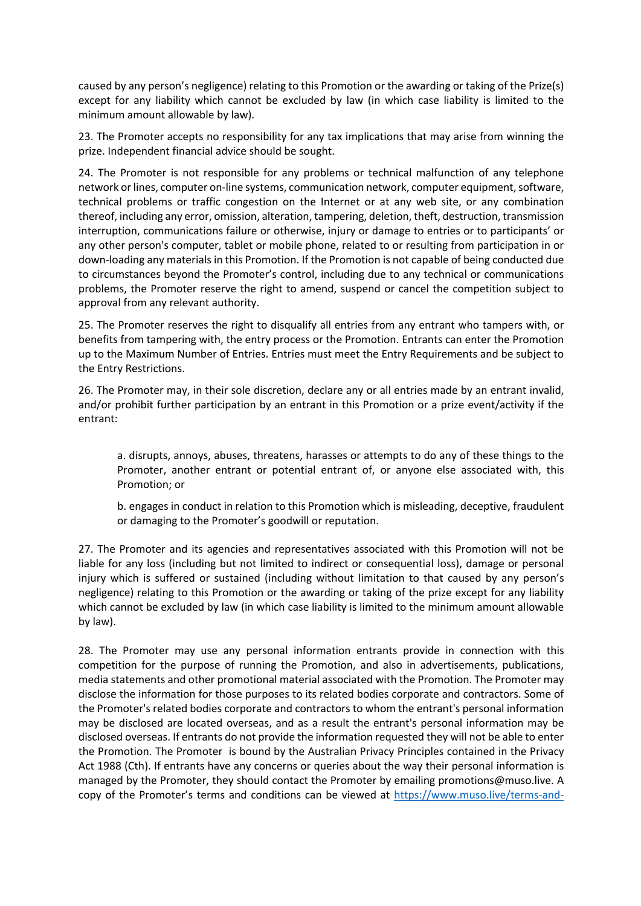caused by any person's negligence) relating to this Promotion or the awarding or taking of the Prize(s) except for any liability which cannot be excluded by law (in which case liability is limited to the minimum amount allowable by law).

23. The Promoter accepts no responsibility for any tax implications that may arise from winning the prize. Independent financial advice should be sought.

24. The Promoter is not responsible for any problems or technical malfunction of any telephone network or lines, computer on-line systems, communication network, computer equipment, software, technical problems or traffic congestion on the Internet or at any web site, or any combination thereof, including any error, omission, alteration, tampering, deletion, theft, destruction, transmission interruption, communications failure or otherwise, injury or damage to entries or to participants' or any other person's computer, tablet or mobile phone, related to or resulting from participation in or down-loading any materials in this Promotion. If the Promotion is not capable of being conducted due to circumstances beyond the Promoter's control, including due to any technical or communications problems, the Promoter reserve the right to amend, suspend or cancel the competition subject to approval from any relevant authority.

25. The Promoter reserves the right to disqualify all entries from any entrant who tampers with, or benefits from tampering with, the entry process or the Promotion. Entrants can enter the Promotion up to the Maximum Number of Entries. Entries must meet the Entry Requirements and be subject to the Entry Restrictions.

26. The Promoter may, in their sole discretion, declare any or all entries made by an entrant invalid, and/or prohibit further participation by an entrant in this Promotion or a prize event/activity if the entrant:

a. disrupts, annoys, abuses, threatens, harasses or attempts to do any of these things to the Promoter, another entrant or potential entrant of, or anyone else associated with, this Promotion; or

b. engages in conduct in relation to this Promotion which is misleading, deceptive, fraudulent or damaging to the Promoter's goodwill or reputation.

27. The Promoter and its agencies and representatives associated with this Promotion will not be liable for any loss (including but not limited to indirect or consequential loss), damage or personal injury which is suffered or sustained (including without limitation to that caused by any person's negligence) relating to this Promotion or the awarding or taking of the prize except for any liability which cannot be excluded by law (in which case liability is limited to the minimum amount allowable by law).

28. The Promoter may use any personal information entrants provide in connection with this competition for the purpose of running the Promotion, and also in advertisements, publications, media statements and other promotional material associated with the Promotion. The Promoter may disclose the information for those purposes to its related bodies corporate and contractors. Some of the Promoter's related bodies corporate and contractors to whom the entrant's personal information may be disclosed are located overseas, and as a result the entrant's personal information may be disclosed overseas. If entrants do not provide the information requested they will not be able to enter the Promotion. The Promoter is bound by the Australian Privacy Principles contained in the Privacy Act 1988 (Cth). If entrants have any concerns or queries about the way their personal information is managed by the Promoter, they should contact the Promoter by emailing promotions@muso.live. A copy of the Promoter's terms and conditions can be viewed at https://www.muso.live/terms-and-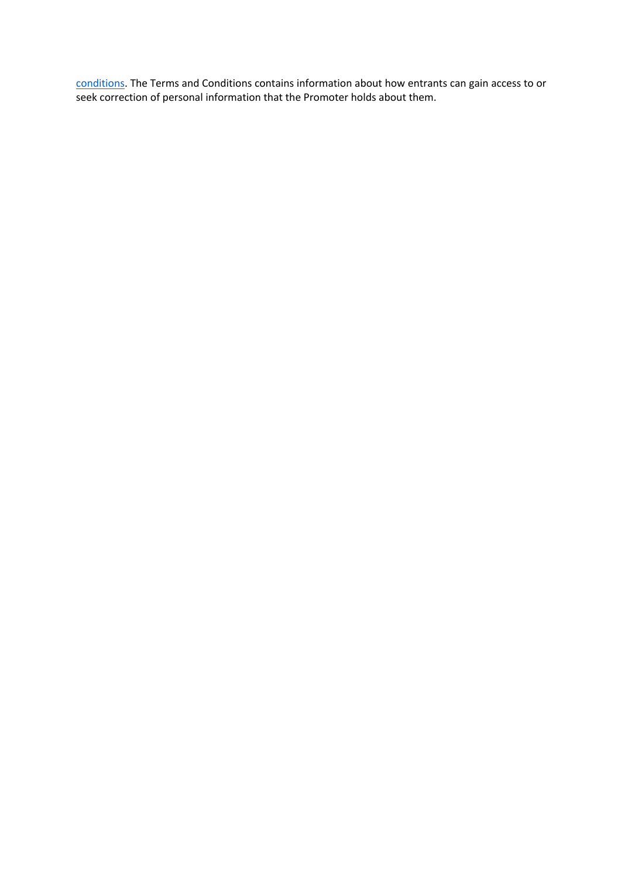conditions. The Terms and Conditions contains information about how entrants can gain access to or seek correction of personal information that the Promoter holds about them.